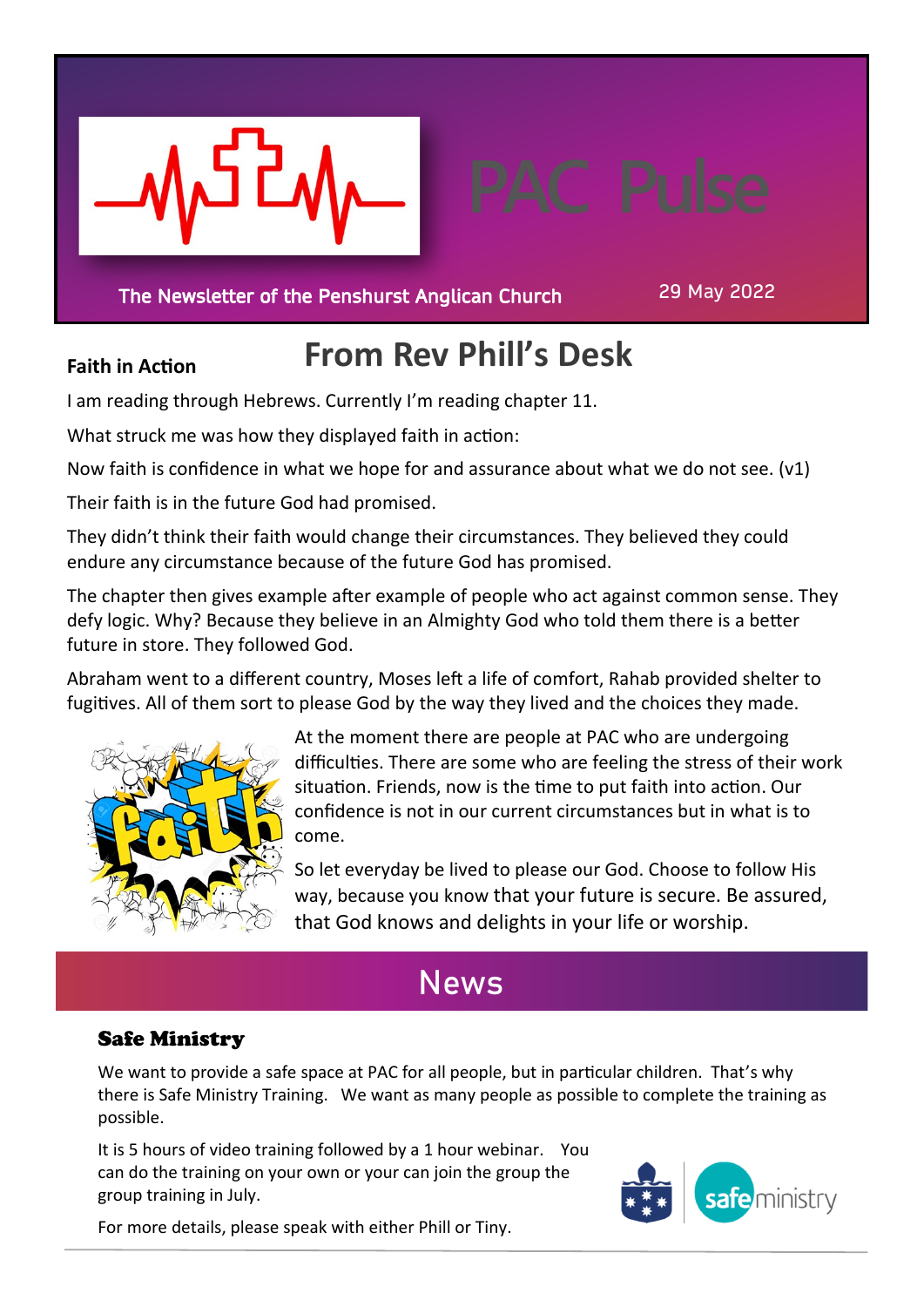# PAC Pulse

The Newsletter of the Penshurst Anglican Church

29 May 2022

## From Rev Phill's Desk

**Faith in Action**

I am reading through Hebrews. Currently I'm reading chapter 11.

What struck me was how they displayed faith in action:

Now faith is confidence in what we hope for and assurance about what we do not see. (v1)

Their faith is in the future God had promised.

They didn't think their faith would change their circumstances. They believed they could endure any circumstance because of the future God has promised.

The chapter then gives example after example of people who act against common sense. They defy logic. Why? Because they believe in an Almighty God who told them there is a better future in store. They followed God.

Abraham went to a different country, Moses left a life of comfort, Rahab provided shelter to fugitives. All of them sort to please God by the way they lived and the choices they made.

At the moment there are people at PAC who are undergoing difficulties. There are some who are feeling the stress of their work situation. Friends, now is the time to put faith into action. Our confidence is not in our current circumstances but in what is to come.

So let everyday be lived to please our God. Choose to follow His way, because you know that your future is secure. Be assured, that God knows and delights in your life or worship.

## News

### Safe Ministry

We want to provide a safe space at PAC for all people, but in particular children. That's why there is Safe Ministry Training. We want as many people as possible to complete the training as possible.

It is 5 hours of video training followed by a 1 hour webinar. You can do the training on your own or your can join the group the group training in July.

For more details, please speak with either Phill or Tiny.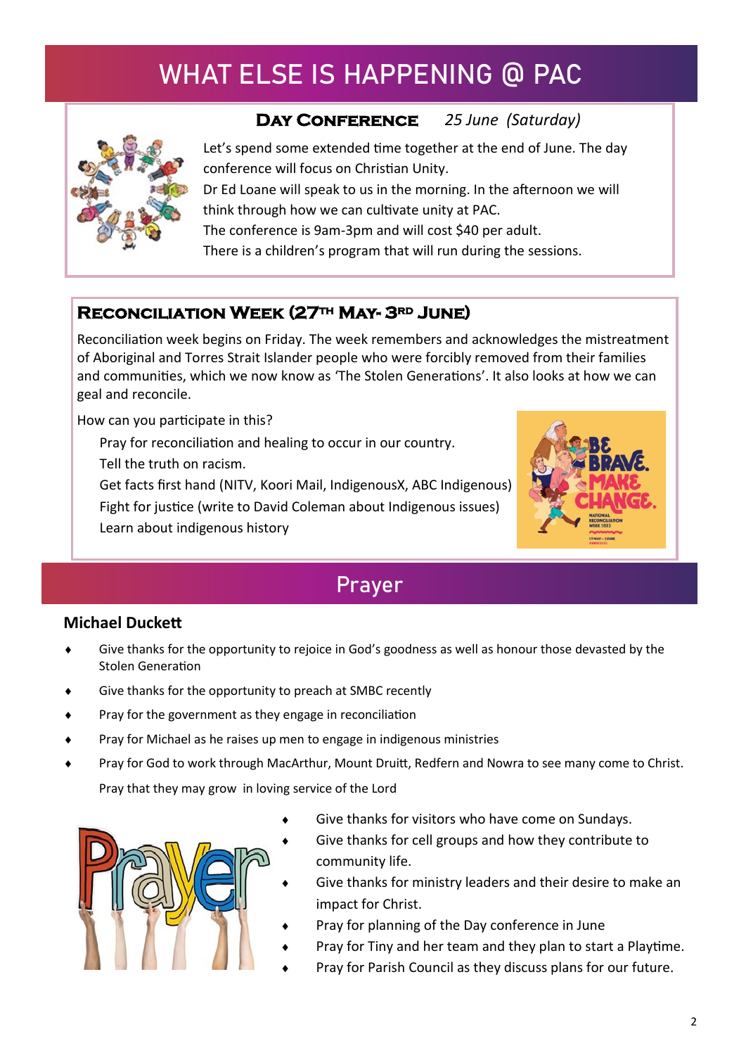# WHAT ELSE IS HAPPENING @ PAC

## Day Conference *25 June (Saturday)*

Let's spend some extended time together at the end of June. The day conference will focus on Christian Unity.

Dr Ed Loane will speak to us in the morning. In the afternoon we will think through how we can cultivate unity at PAC.

The conference is 9am-3pm and will cost $40 per adult.

There is a children's program that will run during the sessions.

## Reconciliation Week (27th May- 3rd June)

Reconciliation week begins on Friday. The week remembers and acknowledges the mistreatment of Aboriginal and Torres Strait Islander people who were forcibly removed from their families and communities, which we now know as 'The Stolen Generations'. It also looks at how we can geal and reconcile.

How can you participate in this?

- Pray for reconciliation and healing to occur in our country.
- Tell the truth on racism.
- Get facts first hand (NITV, Koori Mail, IndigenousX, ABC Indigenous)
- Fight for justice (write to David Coleman about Indigenous issues)
- Learn about indigenous history

# Prayer

### Michael Duckett

- Give thanks for the opportunity to rejoice in God's goodness as well as honour those devasted by the Stolen Generation
- Give thanks for the opportunity to preach at SMBC recently
- Pray for the government as they engage in reconciliation
- Pray for Michael as he raises up men to engage in indigenous ministries
- Pray for God to work through MacArthur, Mount Druitt, Redfern and Nowra to see many come to Christ. Pray that they may grow in loving service of the Lord

- Give thanks for visitors who have come on Sundays.
- Give thanks for cell groups and how they contribute to community life.
- Give thanks for ministry leaders and their desire to make an impact for Christ.
- Pray for planning of the Day conference in June
- Pray for Tiny and her team and they plan to start a Playtime.
- Pray for Parish Council as they discuss plans for our future.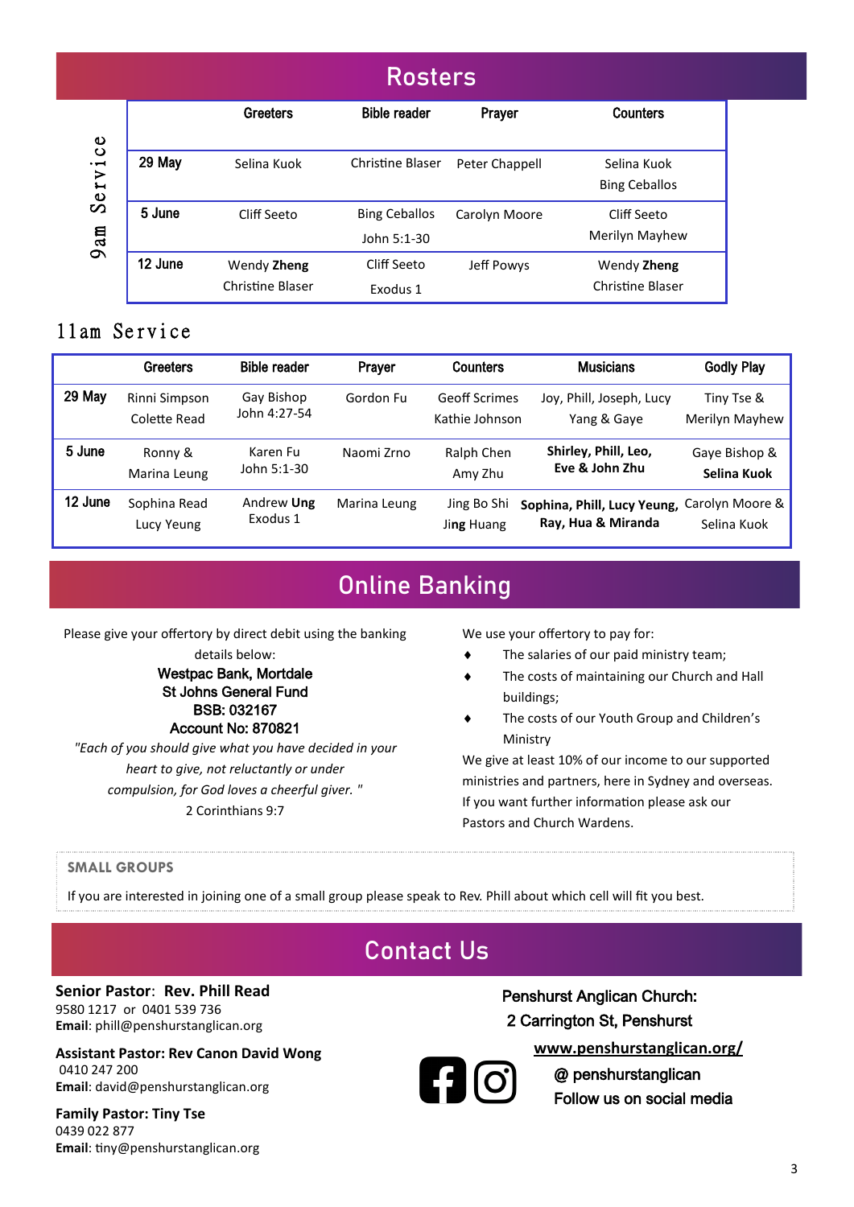# Rosters

## 9am Service

| | Greeters | Bible reader | Prayer | Counters |
|---|---|---|---|---|
| 29 May | Selina Kuok | Christine Blaser | Peter Chappell | Selina Kuok<br>Bing Ceballos |
| 5 June | Cliff Seeto | Bing Ceballos<br>John 5:1-30 | Carolyn Moore | Cliff Seeto<br>Merilyn Mayhew |
| 12 June | Wendy **Zheng**<br>Christine Blaser | Cliff Seeto<br>Exodus 1 | Jeff Powys | Wendy **Zheng**<br>Christine Blaser |

## 11am Service

| | Greeters | Bible reader | Prayer | Counters | Musicians | Godly Play |
|---|---|---|---|---|---|---|
| 29 May | Rinni Simpson<br>Colette Read | Gay Bishop<br>John 4:27-54 | Gordon Fu | Geoff Scrimes<br>Kathie Johnson | Joy, Phill, Joseph, Lucy<br>Yang & Gaye | Tiny Tse &<br>Merilyn Mayhew |
| 5 June | Ronny &<br>Marina Leung | Karen Fu<br>John 5:1-30 | Naomi Zrno | Ralph Chen<br>Amy Zhu | **Shirley, Phill, Leo,<br>Eve & John Zhu** | Gaye Bishop &<br>**Selina Kuok** |
| 12 June | Sophina Read<br>Lucy Yeung | Andrew **Ung**<br>Exodus 1 | Marina Leung | Jing Bo Shi<br>Ji**ng** Huang | **Sophina, Phill, Lucy Yeung,<br>Ray, Hua & Miranda** | Carolyn Moore &<br>Selina Kuok |

# Online Banking

Please give your offertory by direct debit using the banking details below:

**Westpac Bank, Mortdale**
**St Johns General Fund**
**BSB: 032167**
**Account No: 870821**

*"Each of you should give what you have decided in your heart to give, not reluctantly or under compulsion, for God loves a cheerful giver. "*
2 Corinthians 9:7

We use your offertory to pay for:

- The salaries of our paid ministry team;
- The costs of maintaining our Church and Hall buildings;
- The costs of our Youth Group and Children's Ministry

We give at least 10% of our income to our supported ministries and partners, here in Sydney and overseas. If you want further information please ask our Pastors and Church Wardens.

**SMALL GROUPS**

If you are interested in joining one of a small group please speak to Rev. Phill about which cell will fit you best.

# Contact Us

**Senior Pastor**: **Rev. Phill Read**
9580 1217 or 0401 539 736
**Email**: phill@penshurstanglican.org

**Assistant Pastor: Rev Canon David Wong**
0410 247 200
**Email**: david@penshurstanglican.org

**Family Pastor: Tiny Tse**
0439 022 877
**Email**: tiny@penshurstanglican.org

Penshurst Anglican Church:
2 Carrington St, Penshurst

www.penshurstanglican.org/

@ penshurstanglican
Follow us on social media